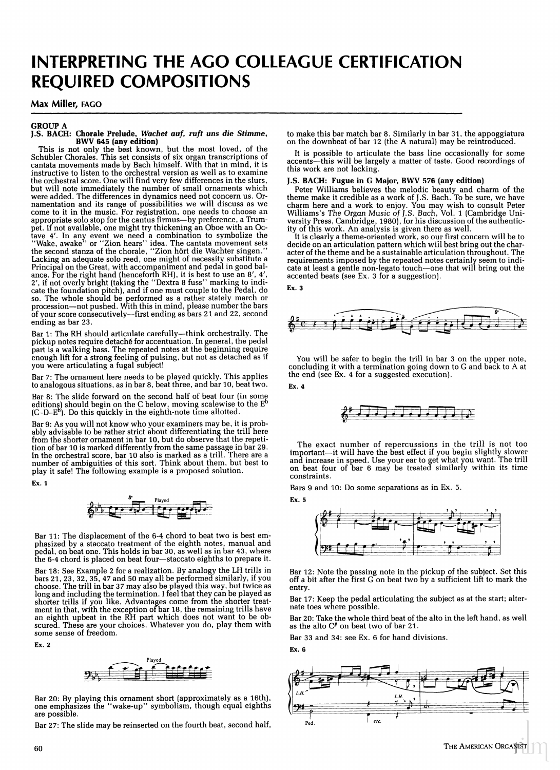# INTERPRETING THE AGO COLLEAGUE CERTIFICATION REQUIRED COMPOSITIONS

**Max Miller, FAGO**

## GROUP A

### J.S. BACH: Chorale Prelude, *Wachet auf, ruft uns die Stimme*, BWV 645 (any edition)

This is not only the best known, but the most loved, of the Schübler Chorales. This set consists of six organ transcriptions of cantata movements made by Bach himself. With that in mind, it is instructive to listen to the orchestral version as well as to examine the orchestral score. One will find very few differences in the slurs, but will note immediately the number of small ornaments which were added. The differences in dynamics need not concern us. Ornamentation and its range of possibilities we will discuss as we come to it in the music. For registration, one needs to choose an appropriate solo stop for the cantus firmus—by preference, a Trumpet. If not available, one might try thickening an Oboe with an Octave 4′. In any event we need a combination to symbolize the "Wake, awake" or "Zion hears" idea. The cantata movement sets the second stanza of the chorale, "Zion hört die Wachter singen." Lacking an adequate solo reed, one might of necessity substitute a Principal on the Great, with accompaniment and pedal in good balance. For the right hand (henceforth RH), it is best to use an 8′, 4′, 2′, if not overly bright (taking the "Dextra 8 fuss" marking to indicate the foundation pitch), and if one must couple to the Pedal, do so. The whole should be performed as a rather stately march or procession—not pushed. With this in mind, please number the bars of your score consecutively—first ending as bars 21 and 22, second ending as bar 23.

Bar 1: The RH should articulate carefully—think orchestrally. The pickup notes require detaché for accentuation. In general, the pedal part is a walking bass. The repeated notes at the beginning require enough lift for a strong feeling of pulsing, but not as detached as if you were articulating a fugal subject!

Bar 7: The ornament here needs to be played quickly. This applies to analogous situations, as in bar 8, beat three, and bar 10, beat two.

Bar 8: The slide forward on the second half of beat four (in some editions) should begin on the C below, moving scalewise to the E♭ (C–D–E♭). Do this quickly in the eighth-note time allotted.

Bar 9: As you will not know who your examiners may be, it is probably advisable to be rather strict about differentiating the trill here from the shorter ornament in bar 10, but do observe that the repetition of bar 10 is marked differently from the same passage in bar 29. In the orchestral score, bar 10 also is marked as a trill. There are a number of ambiguities of this sort. Think about them, but best to play it safe! The following example is a proposed solution.

Ex. 1

Bar 11: The displacement of the 6-4 chord to beat two is best emphasized by a staccato treatment of the eighth notes, manual and pedal, on beat one. This holds in bar 30, as well as in bar 43, where the 6-4 chord is placed on beat four—staccato eighths to prepare it.

Bar 18: See Example 2 for a realization. By analogy the LH trills in bars 21, 23, 32, 35, 47 and 50 may all be performed similarly, if you choose. The trill in bar 37 may also be played this way, but twice as long and including the termination. I feel that they can be played as shorter trills if you like. Advantages come from the shorter treatment in that, with the exception of bar 18, the remaining trills have an eighth upbeat in the RH part which does not want to be obscured. These are your choices. Whatever you do, play them with some sense of freedom.

Ex. 2

Bar 20: By playing this ornament short (approximately as a 16th), one emphasizes the "wake-up" symbolism, though equal eighths are possible.

Bar 27: The slide may be reinserted on the fourth beat, second half, to make this bar match bar 8. Similarly in bar 31, the appoggiatura on the downbeat of bar 12 (the A natural) may be reintroduced.

It is possible to articulate the bass line occasionally for some accents—this will be largely a matter of taste. Good recordings of this work are not lacking.

### J.S. BACH: Fugue in G Major, BWV 576 (any edition)

Peter Williams believes the melodic beauty and charm of the theme make it credible as a work of J.S. Bach. To be sure, we have charm here and a work to enjoy. You may wish to consult Peter Williams's *The Organ Music of J.S. Bach*, Vol. 1 (Cambridge University Press, Cambridge, 1980), for his discussion of the authenticity of this work. An analysis is given there as well.

It is clearly a theme-oriented work, so our first concern will be to decide on an articulation pattern which will best bring out the character of the theme and be a sustainable articulation throughout. The requirements imposed by the repeated notes certainly seem to indicate at least a gentle non-legato touch—one that will bring out the accented beats (see Ex. 3 for a suggestion).

Ex. 3

You will be safer to begin the trill in bar 3 on the upper note, concluding it with a termination going down to G and back to A at the end (see Ex. 4 for a suggested execution).

Ex. 4

The exact number of repercussions in the trill is not too important—it will have the best effect if you begin slightly slower and increase in speed. Use your ear to get what you want. The trill on beat four of bar 6 may be treated similarly within its time constraints.

Bars 9 and 10: Do some separations as in Ex. 5.

Ex. 5

Bar 12: Note the passing note in the pickup of the subject. Set this off a bit after the first G on beat two by a sufficient lift to mark the entry.

Bar 17: Keep the pedal articulating the subject as at the start; alternate toes where possible.

Bar 20: Take the whole third beat of the alto in the left hand, as well as the alto C♯ on beat two of bar 21.

Bar 33 and 34: see Ex. 6 for hand divisions.

Ex. 6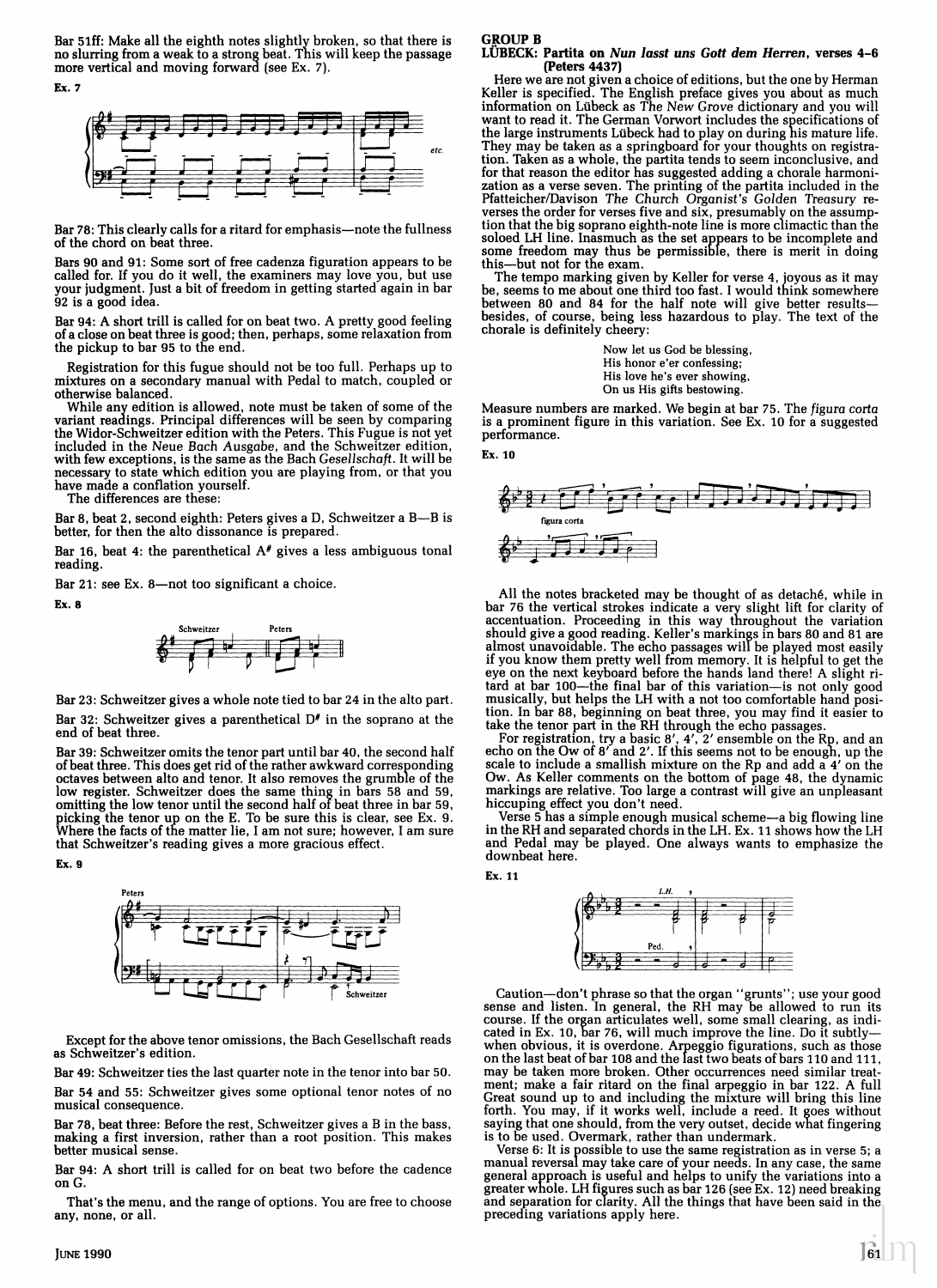Bar 51ff: Make all the eighth notes slightly broken, so that there is no slurring from a weak to a strong beat. This will keep the passage more vertical and moving forward (see Ex. 7).

**Ex. 7**

Bar 78: This clearly calls for a ritard for emphasis—note the fullness of the chord on beat three.

Bars 90 and 91: Some sort of free cadenza figuration appears to be called for. If you do it well, the examiners may love you, but use your judgment. Just a bit of freedom in getting started again in bar 92 is a good idea.

Bar 94: A short trill is called for on beat two. A pretty good feeling of a close on beat three is good; then, perhaps, some relaxation from the pickup to bar 95 to the end.

Registration for this fugue should not be too full. Perhaps up to mixtures on a secondary manual with Pedal to match, coupled or otherwise balanced.

While any edition is allowed, note must be taken of some of the variant readings. Principal differences will be seen by comparing the Widor-Schweitzer edition with the Peters. This Fugue is not yet included in the *Neue Bach Ausgabe*, and the Schweitzer edition, with few exceptions, is the same as the Bach *Gesellschaft*. It will be necessary to state which edition you are playing from, or that you have made a conflation yourself.

The differences are these:

Bar 8, beat 2, second eighth: Peters gives a D, Schweitzer a B—B is better, for then the alto dissonance is prepared.

Bar 16, beat 4: the parenthetical A♯ gives a less ambiguous tonal reading.

Bar 21: see Ex. 8—not too significant a choice.

**Ex. 8**

Bar 23: Schweitzer gives a whole note tied to bar 24 in the alto part.

Bar 32: Schweitzer gives a parenthetical D♯ in the soprano at the end of beat three.

Bar 39: Schweitzer omits the tenor part until bar 40, the second half of beat three. This does get rid of the rather awkward corresponding octaves between alto and tenor. It also removes the grumble of the low register. Schweitzer does the same thing in bars 58 and 59, omitting the low tenor until the second half of beat three in bar 59, picking the tenor up on the E. To be sure this is clear, see Ex. 9. Where the facts of the matter lie, I am not sure; however, I am sure that Schweitzer's reading gives a more gracious effect.

**Ex. 9**

Except for the above tenor omissions, the Bach Gesellschaft reads as Schweitzer's edition.

Bar 49: Schweitzer ties the last quarter note in the tenor into bar 50.

Bar 54 and 55: Schweitzer gives some optional tenor notes of no musical consequence.

Bar 78, beat three: Before the rest, Schweitzer gives a B in the bass, making a first inversion, rather than a root position. This makes better musical sense.

Bar 94: A short trill is called for on beat two before the cadence on G.

That's the menu, and the range of options. You are free to choose any, none, or all.

## GROUP B

### LÜBECK: Partita on *Nun lasst uns Gott dem Herren*, verses 4–6 (Peters 4437)

Here we are not given a choice of editions, but the one by Herman Keller is specified. The English preface gives you about as much information on Lübeck as *The New Grove* dictionary and you will want to read it. The German Vorwort includes the specifications of the large instruments Lübeck had to play on during his mature life. They may be taken as a springboard for your thoughts on registration. Taken as a whole, the partita tends to seem inconclusive, and for that reason the editor has suggested adding a chorale harmonization as a verse seven. The printing of the partita included in the Pfatteicher/Davison *The Church Organist's Golden Treasury* reverses the order for verses five and six, presumably on the assumption that the big soprano eighth-note line is more climactic than the soloed LH line. Inasmuch as the set appears to be incomplete and some freedom may thus be permissible, there is merit in doing this—but not for the exam.

The tempo marking given by Keller for verse 4, joyous as it may be, seems to me about one third too fast. I would think somewhere between 80 and 84 for the half note will give better results—besides, of course, being less hazardous to play. The text of the chorale is definitely cheery:

> Now let us God be blessing,
> His honor e'er confessing;
> His love he's ever showing,
> On us His gifts bestowing.

Measure numbers are marked. We begin at bar 75. The *figura corta* is a prominent figure in this variation. See Ex. 10 for a suggested performance.

**Ex. 10**

All the notes bracketed may be thought of as detaché, while in bar 76 the vertical strokes indicate a very slight lift for clarity of accentuation. Proceeding in this way throughout the variation should give a good reading. Keller's markings in bars 80 and 81 are almost unavoidable. The echo passages will be played most easily if you know them pretty well from memory. It is helpful to get the eye on the next keyboard before the hands land there! A slight ritard at bar 100—the final bar of this variation—is not only good musically, but helps the LH with a not too comfortable hand position. In bar 88, beginning on beat three, you may find it easier to take the tenor part in the RH through the echo passages.

For registration, try a basic 8′, 4′, 2′ ensemble on the Rp, and an echo on the Ow of 8′ and 2′. If this seems not to be enough, up the scale to include a smallish mixture on the Rp and add a 4′ on the Ow. As Keller comments on the bottom of page 48, the dynamic markings are relative. Too large a contrast will give an unpleasant hiccuping effect you don't need.

Verse 5 has a simple enough musical scheme—a big flowing line in the RH and separated chords in the LH. Ex. 11 shows how the LH and Pedal may be played. One always wants to emphasize the downbeat here.

**Ex. 11**

Caution—don't phrase so that the organ "grunts"; use your good sense and listen. In general, the RH may be allowed to run its course. If the organ articulates well, some small clearing, as indicated in Ex. 10, bar 76, will much improve the line. Do it subtly—when obvious, it is overdone. Arpeggio figurations, such as those on the last beat of bar 108 and the last two beats of bars 110 and 111, may be taken more broken. Other occurrences need similar treatment; make a fair ritard on the final arpeggio in bar 122. A full Great sound up to and including the mixture will bring this line forth. You may, if it works well, include a reed. It goes without saying that one should, from the very outset, decide what fingering is to be used. Overmark, rather than undermark.

Verse 6: It is possible to use the same registration as in verse 5; a manual reversal may take care of your needs. In any case, the same general approach is useful and helps to unify the variations into a greater whole. LH figures such as bar 126 (see Ex. 12) need breaking and separation for clarity. All the things that have been said in the preceding variations apply here.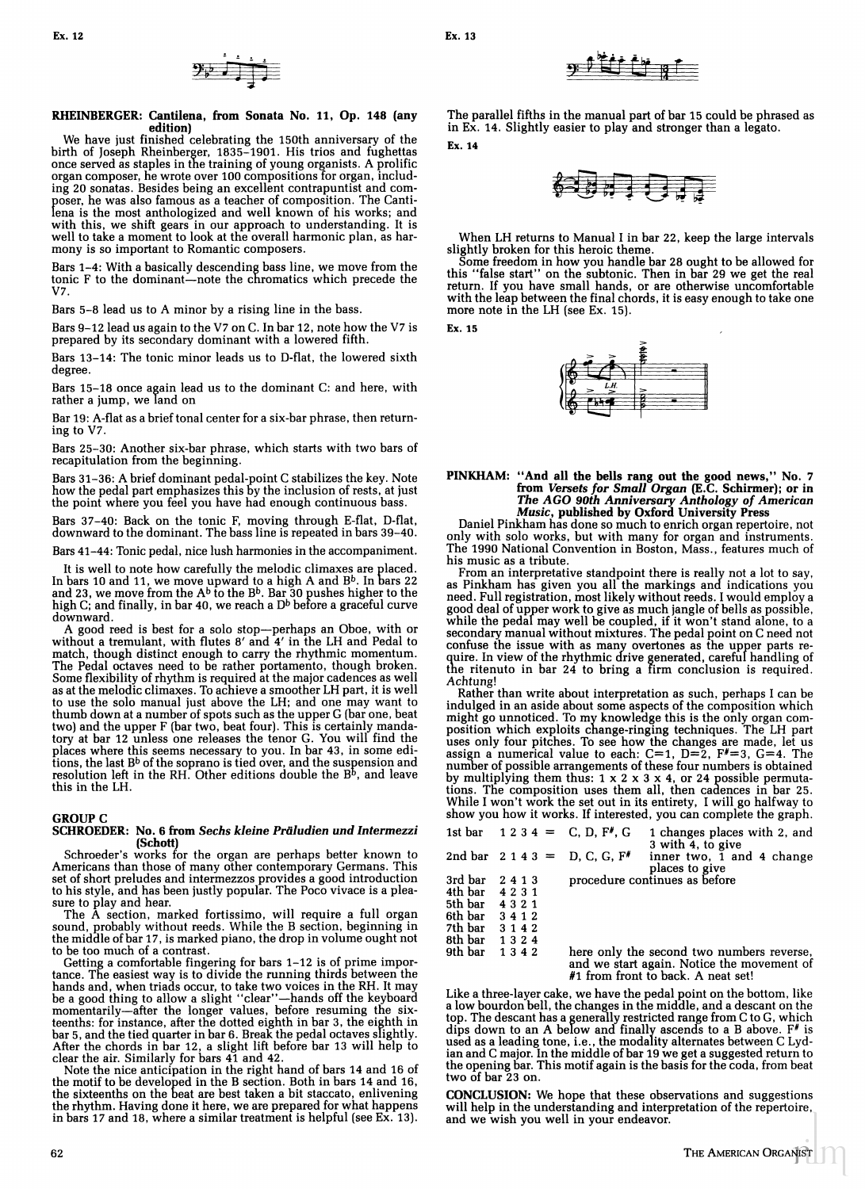Ex. 12

**RHEINBERGER: Cantilena, from Sonata No. 11, Op. 148 (any edition)**

We have just finished celebrating the 150th anniversary of the birth of Joseph Rheinberger, 1835–1901. His trios and fughettas once served as staples in the training of young organists. A prolific organ composer, he wrote over 100 compositions for organ, including 20 sonatas. Besides being an excellent contrapuntist and composer, he was also famous as a teacher of composition. The Cantilena is the most anthologized and well known of his works; and with this, we shift gears in our approach to understanding. It is well to take a moment to look at the overall harmonic plan, as harmony is so important to Romantic composers.

Bars 1–4: With a basically descending bass line, we move from the tonic F to the dominant—note the chromatics which precede the V7.

Bars 5–8 lead us to A minor by a rising line in the bass.

Bars 9–12 lead us again to the V7 on C. In bar 12, note how the V7 is prepared by its secondary dominant with a lowered fifth.

Bars 13–14: The tonic minor leads us to D-flat, the lowered sixth degree.

Bars 15–18 once again lead us to the dominant C: and here, with rather a jump, we land on

Bar 19: A-flat as a brief tonal center for a six-bar phrase, then returning to V7.

Bars 25–30: Another six-bar phrase, which starts with two bars of recapitulation from the beginning.

Bars 31–36: A brief dominant pedal-point C stabilizes the key. Note how the pedal part emphasizes this by the inclusion of rests, at just the point where you feel you have had enough continuous bass.

Bars 37–40: Back on the tonic F, moving through E-flat, D-flat, downward to the dominant. The bass line is repeated in bars 39–40.

Bars 41–44: Tonic pedal, nice lush harmonies in the accompaniment.

It is well to note how carefully the melodic climaxes are placed. In bars 10 and 11, we move upward to a high A and B♭. In bars 22 and 23, we move from the A♭ to the B♭. Bar 30 pushes higher to the high C; and finally, in bar 40, we reach a D♭ before a graceful curve downward.

A good reed is best for a solo stop—perhaps an Oboe, with or without a tremulant, with flutes 8′ and 4′ in the LH and Pedal to match, though distinct enough to carry the rhythmic momentum. The Pedal octaves need to be rather portamento, though broken. Some flexibility of rhythm is required at the major cadences as well as at the melodic climaxes. To achieve a smoother LH part, it is well to use the solo manual just above the LH; and one may want to thumb down at a number of spots such as the upper G (bar one, beat two) and the upper F (bar two, beat four). This is certainly mandatory at bar 12 unless one releases the tenor G. You will find the places where this seems necessary to you. In bar 43, in some editions, the last B♭ of the soprano is tied over, and the suspension and resolution left in the RH. Other editions double the B♭, and leave this in the LH.

## GROUP C

**SCHROEDER: No. 6 from *Sechs kleine Präludien und Intermezzi* (Schott)**

Schroeder's works for the organ are perhaps better known to Americans than those of many other contemporary Germans. This set of short preludes and intermezzos provides a good introduction to his style, and has been justly popular. The Poco vivace is a pleasure to play and hear.

The A section, marked fortissimo, will require a full organ sound, probably without reeds. While the B section, beginning in the middle of bar 17, is marked piano, the drop in volume ought not to be too much of a contrast.

Getting a comfortable fingering for bars 1–12 is of prime importance. The easiest way is to divide the running thirds between the hands and, when triads occur, to take two voices in the RH. It may be a good thing to allow a slight "clear"—hands off the keyboard momentarily—after the longer values, before resuming the sixteenths: for instance, after the dotted eighth in bar 3, the eighth in bar 5, and the tied quarter in bar 6. Break the pedal octaves slightly. After the chords in bar 12, a slight lift before bar 13 will help to clear the air. Similarly for bars 41 and 42.

Note the nice anticipation in the right hand of bars 14 and 16 of the motif to be developed in the B section. Both in bars 14 and 16, the sixteenths on the beat are best taken a bit staccato, enlivening the rhythm. Having done it here, we are prepared for what happens in bars 17 and 18, where a similar treatment is helpful (see Ex. 13).

Ex. 13

The parallel fifths in the manual part of bar 15 could be phrased as in Ex. 14. Slightly easier to play and stronger than a legato.

Ex. 14

When LH returns to Manual I in bar 22, keep the large intervals slightly broken for this heroic theme.

Some freedom in how you handle bar 28 ought to be allowed for this "false start" on the subtonic. Then in bar 29 we get the real return. If you have small hands, or are otherwise uncomfortable with the leap between the final chords, it is easy enough to take one more note in the LH (see Ex. 15).

Ex. 15

**PINKHAM: "And all the bells rang out the good news," No. 7 from *Versets for Small Organ* (E.C. Schirmer); or in *The AGO 90th Anniversary Anthology of American Music*, published by Oxford University Press**

Daniel Pinkham has done so much to enrich organ repertoire, not only with solo works, but with many for organ and instruments. The 1990 National Convention in Boston, Mass., features much of his music as a tribute.

From an interpretative standpoint there is really not a lot to say, as Pinkham has given you all the markings and indications you need. Full registration, most likely without reeds. I would employ a good deal of upper work to give as much jangle of bells as possible, while the pedal may well be coupled, if it won't stand alone, to a secondary manual without mixtures. The pedal point on C need not confuse the issue with as many overtones as the upper parts require. In view of the rhythmic drive generated, careful handling of the ritenuto in bar 24 to bring a firm conclusion is required. *Achtung!*

Rather than write about interpretation as such, perhaps I can be indulged in an aside about some aspects of the composition which might go unnoticed. To my knowledge this is the only organ composition which exploits change-ringing techniques. The LH part uses only four pitches. To see how the changes are made, let us assign a numerical value to each: C=1, D=2, F#=3, G=4. The number of possible arrangements of these four numbers is obtained by multiplying them thus: 1 x 2 x 3 x 4, or 24 possible permutations. The composition uses them all, then cadences in bar 25. While I won't work the set out in its entirety, I will go halfway to show you how it works. If interested, you can complete the graph.

| | | | |
|---|---|---|---|
| 1st bar | 1 2 3 4 = | C, D, F#, G | 1 changes places with 2, and 3 with 4, to give |
| 2nd bar | 2 1 4 3 = | D, C, G, F# | inner two, 1 and 4 change places to give |
| 3rd bar | 2 4 1 3 | | procedure continues as before |
| 4th bar | 4 2 3 1 | | |
| 5th bar | 4 3 2 1 | | |
| 6th bar | 3 4 1 2 | | |
| 7th bar | 3 1 4 2 | | |
| 8th bar | 1 3 2 4 | | |
| 9th bar | 1 3 4 2 | | here only the second two numbers reverse, and we start again. Notice the movement of #1 from front to back. A neat set! |

Like a three-layer cake, we have the pedal point on the bottom, like a low bourdon bell, the changes in the middle, and a descant on the top. The descant has a generally restricted range from C to G, which dips down to an A below and finally ascends to a B above. F# is used as a leading tone, i.e., the modality alternates between C Lydian and C major. In the middle of bar 19 we get a suggested return to the opening bar. This motif again is the basis for the coda, from beat two of bar 23 on.

**CONCLUSION:** We hope that these observations and suggestions will help in the understanding and interpretation of the repertoire, and we wish you well in your endeavor.